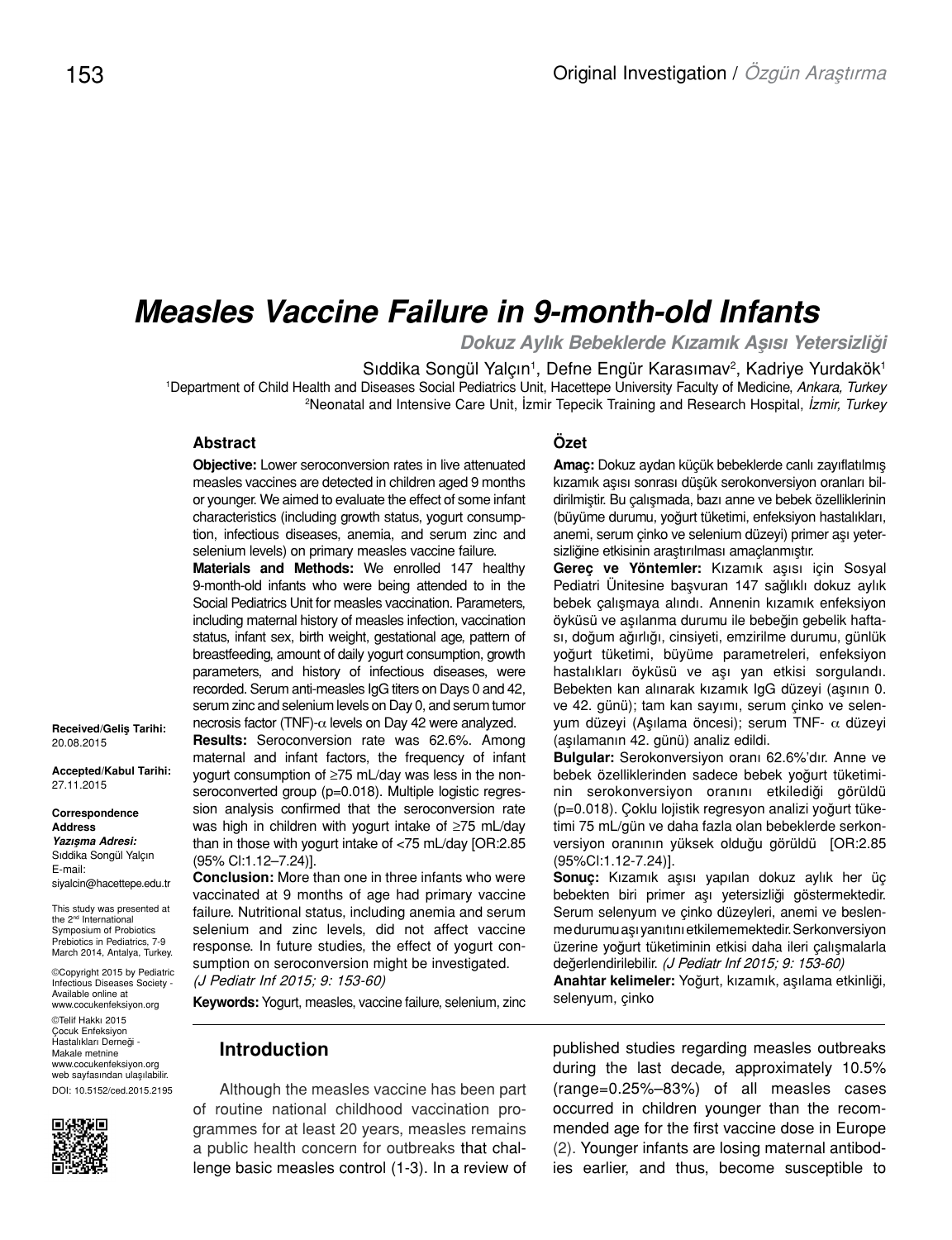# Measles Vaccine Failure in 9-month-old Infants

***Dokuz Aylık Bebeklerde Kızamık Aşısı Yetersizliği***

Sıddika Songül Yalçın[1], Defne Engür Karasımav[2], Kadriye Yurdakök[1]

[1]Department of Child Health and Diseases Social Pediatrics Unit, Hacettepe University Faculty of Medicine, *Ankara, Turkey*
[2]Neonatal and Intensive Care Unit, İzmir Tepecik Training and Research Hospital, *İzmir, Turkey*

**Received/Geliş Tarihi:** 20.08.2015

**Accepted/Kabul Tarihi:** 27.11.2015

**Correspondence Address**
***Yazışma Adresi:***
Sıddika Songül Yalçın
E-mail: siyalcin@hacettepe.edu.tr

This study was presented at the 2[nd] International Symposium of Probiotics Prebiotics in Pediatrics, 7-9 March 2014, Antalya, Turkey.

©Copyright 2015 by Pediatric Infectious Diseases Society - Available online at www.cocukenfeksiyon.org

©Telif Hakkı 2015 Çocuk Enfeksiyon Hastalıkları Derneği - Makale metnine www.cocukenfeksiyon.org web sayfasından ulaşılabilir.

DOI: 10.5152/ced.2015.2195

## Abstract

**Objective:** Lower seroconversion rates in live attenuated measles vaccines are detected in children aged 9 months or younger. We aimed to evaluate the effect of some infant characteristics (including growth status, yogurt consumption, infectious diseases, anemia, and serum zinc and selenium levels) on primary measles vaccine failure.

**Materials and Methods:** We enrolled 147 healthy 9-month-old infants who were being attended to in the Social Pediatrics Unit for measles vaccination. Parameters, including maternal history of measles infection, vaccination status, infant sex, birth weight, gestational age, pattern of breastfeeding, amount of daily yogurt consumption, growth parameters, and history of infectious diseases, were recorded. Serum anti-measles IgG titers on Days 0 and 42, serum zinc and selenium levels on Day 0, and serum tumor necrosis factor (TNF)-$\alpha$ levels on Day 42 were analyzed.

**Results:** Seroconversion rate was 62.6%. Among maternal and infant factors, the frequency of infant yogurt consumption of ≥75 mL/day was less in the non-seroconverted group (p=0.018). Multiple logistic regression analysis confirmed that the seroconversion rate was high in children with yogurt intake of ≥75 mL/day than in those with yogurt intake of <75 mL/day [OR:2.85 (95% CI:1.12–7.24)].

**Conclusion:** More than one in three infants who were vaccinated at 9 months of age had primary vaccine failure. Nutritional status, including anemia and serum selenium and zinc levels, did not affect vaccine response. In future studies, the effect of yogurt consumption on seroconversion might be investigated. *(J Pediatr Inf 2015; 9: 153-60)*

**Keywords:** Yogurt, measles, vaccine failure, selenium, zinc

## Özet

**Amaç:** Dokuz aydan küçük bebeklerde canlı zayıflatılmış kızamık aşısı sonrası düşük serokonversiyon oranları bildirilmiştir. Bu çalışmada, bazı anne ve bebek özelliklerinin (büyüme durumu, yoğurt tüketimi, enfeksiyon hastalıkları, anemi, serum çinko ve selenium düzeyi) primer aşı yetersizliğine etkisinin araştırılması amaçlanmıştır.

**Gereç ve Yöntemler:** Kızamık aşısı için Sosyal Pediatri Ünitesine başvuran 147 sağlıklı dokuz aylık bebek çalışmaya alındı. Annenin kızamık enfeksiyon öyküsü ve aşılanma durumu ile bebeğin gebelik haftası, doğum ağırlığı, cinsiyeti, emzirilme durumu, günlük yoğurt tüketimi, büyüme parametreleri, enfeksiyon hastalıkları öyküsü ve aşı yan etkisi sorgulandı. Bebekten kan alınarak kızamık IgG düzeyi (aşının 0. ve 42. günü); tam kan sayımı, serum çinko ve selenyum düzeyi (Aşılama öncesi); serum TNF- $\alpha$ düzeyi (aşılamanın 42. günü) analiz edildi.

**Bulgular:** Serokonversiyon oranı 62.6%'dır. Anne ve bebek özelliklerinden sadece bebek yoğurt tüketiminin serokonversiyon oranını etkilediği görüldü (p=0.018). Çoklu lojistik regresyon analizi yoğurt tüketimi 75 mL/gün ve daha fazla olan bebeklerde serkonversiyon oranının yüksek olduğu görüldü [OR:2.85 (95%CI:1.12-7.24)].

**Sonuç:** Kızamık aşısı yapılan dokuz aylık her üç bebekten biri primer aşı yetersizliği göstermektedir. Serum selenyum ve çinko düzeyleri, anemi ve beslenme durumu aşı yanıtını etkilememektedir. Serkonversiyon üzerine yoğurt tüketiminin etkisi daha ileri çalışmalarla değerlendirilebilir. *(J Pediatr Inf 2015; 9: 153-60)*

**Anahtar kelimeler:** Yoğurt, kızamık, aşılama etkinliği, selenyum, çinko

## Introduction

Although the measles vaccine has been part of routine national childhood vaccination programmes for at least 20 years, measles remains a public health concern for outbreaks that challenge basic measles control (1-3). In a review of published studies regarding measles outbreaks during the last decade, approximately 10.5% (range=0.25%–83%) of all measles cases occurred in children younger than the recommended age for the first vaccine dose in Europe (2). Younger infants are losing maternal antibodies earlier, and thus, become susceptible to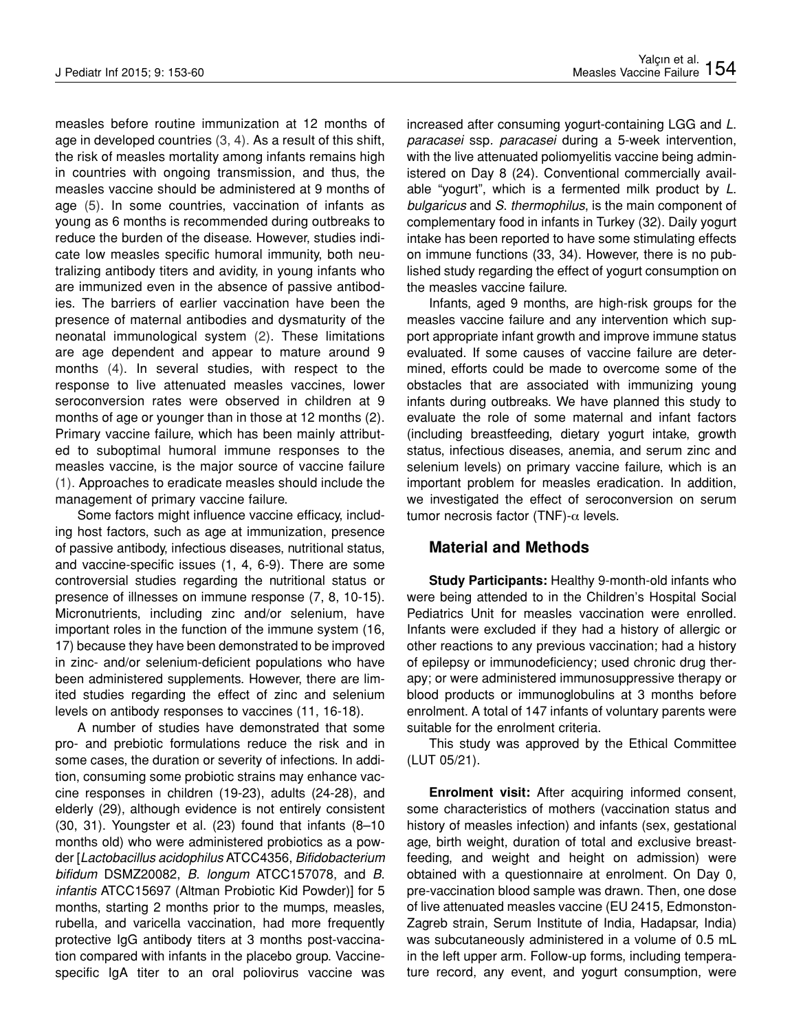measles before routine immunization at 12 months of age in developed countries (3, 4). As a result of this shift, the risk of measles mortality among infants remains high in countries with ongoing transmission, and thus, the measles vaccine should be administered at 9 months of age (5). In some countries, vaccination of infants as young as 6 months is recommended during outbreaks to reduce the burden of the disease. However, studies indicate low measles specific humoral immunity, both neutralizing antibody titers and avidity, in young infants who are immunized even in the absence of passive antibodies. The barriers of earlier vaccination have been the presence of maternal antibodies and dysmaturity of the neonatal immunological system (2). These limitations are age dependent and appear to mature around 9 months (4). In several studies, with respect to the response to live attenuated measles vaccines, lower seroconversion rates were observed in children at 9 months of age or younger than in those at 12 months (2). Primary vaccine failure, which has been mainly attributed to suboptimal humoral immune responses to the measles vaccine, is the major source of vaccine failure (1). Approaches to eradicate measles should include the management of primary vaccine failure.

Some factors might influence vaccine efficacy, including host factors, such as age at immunization, presence of passive antibody, infectious diseases, nutritional status, and vaccine-specific issues (1, 4, 6-9). There are some controversial studies regarding the nutritional status or presence of illnesses on immune response (7, 8, 10-15). Micronutrients, including zinc and/or selenium, have important roles in the function of the immune system (16, 17) because they have been demonstrated to be improved in zinc- and/or selenium-deficient populations who have been administered supplements. However, there are limited studies regarding the effect of zinc and selenium levels on antibody responses to vaccines (11, 16-18).

A number of studies have demonstrated that some pro- and prebiotic formulations reduce the risk and in some cases, the duration or severity of infections. In addition, consuming some probiotic strains may enhance vaccine responses in children (19-23), adults (24-28), and elderly (29), although evidence is not entirely consistent (30, 31). Youngster et al. (23) found that infants (8–10 months old) who were administered probiotics as a powder [*Lactobacillus acidophilus* ATCC4356, *Bifidobacterium bifidum* DSMZ20082, *B. longum* ATCC157078, and *B. infantis* ATCC15697 (Altman Probiotic Kid Powder)] for 5 months, starting 2 months prior to the mumps, measles, rubella, and varicella vaccination, had more frequently protective IgG antibody titers at 3 months post-vaccination compared with infants in the placebo group. Vaccine-specific IgA titer to an oral poliovirus vaccine was increased after consuming yogurt-containing LGG and *L. paracasei* ssp. *paracasei* during a 5-week intervention, with the live attenuated poliomyelitis vaccine being administered on Day 8 (24). Conventional commercially available "yogurt", which is a fermented milk product by *L. bulgaricus* and *S. thermophilus*, is the main component of complementary food in infants in Turkey (32). Daily yogurt intake has been reported to have some stimulating effects on immune functions (33, 34). However, there is no published study regarding the effect of yogurt consumption on the measles vaccine failure.

Infants, aged 9 months, are high-risk groups for the measles vaccine failure and any intervention which support appropriate infant growth and improve immune status evaluated. If some causes of vaccine failure are determined, efforts could be made to overcome some of the obstacles that are associated with immunizing young infants during outbreaks. We have planned this study to evaluate the role of some maternal and infant factors (including breastfeeding, dietary yogurt intake, growth status, infectious diseases, anemia, and serum zinc and selenium levels) on primary vaccine failure, which is an important problem for measles eradication. In addition, we investigated the effect of seroconversion on serum tumor necrosis factor (TNF)-$\alpha$ levels.

## Material and Methods

**Study Participants:** Healthy 9-month-old infants who were being attended to in the Children's Hospital Social Pediatrics Unit for measles vaccination were enrolled. Infants were excluded if they had a history of allergic or other reactions to any previous vaccination; had a history of epilepsy or immunodeficiency; used chronic drug therapy; or were administered immunosuppressive therapy or blood products or immunoglobulins at 3 months before enrolment. A total of 147 infants of voluntary parents were suitable for the enrolment criteria.

This study was approved by the Ethical Committee (LUT 05/21).

**Enrolment visit:** After acquiring informed consent, some characteristics of mothers (vaccination status and history of measles infection) and infants (sex, gestational age, birth weight, duration of total and exclusive breastfeeding, and weight and height on admission) were obtained with a questionnaire at enrolment. On Day 0, pre-vaccination blood sample was drawn. Then, one dose of live attenuated measles vaccine (EU 2415, Edmonston-Zagreb strain, Serum Institute of India, Hadapsar, India) was subcutaneously administered in a volume of 0.5 mL in the left upper arm. Follow-up forms, including temperature record, any event, and yogurt consumption, were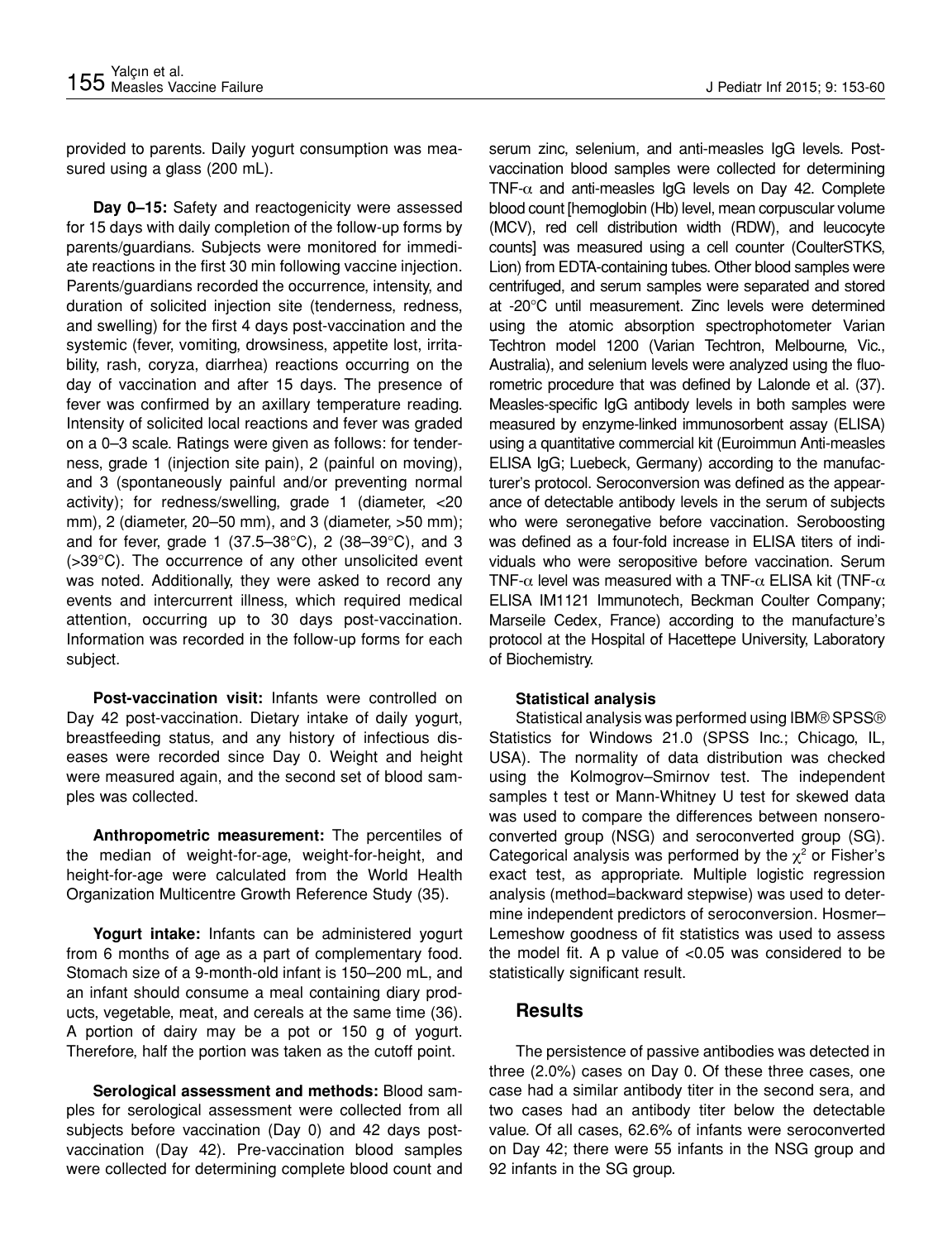provided to parents. Daily yogurt consumption was measured using a glass (200 mL).

**Day 0–15:** Safety and reactogenicity were assessed for 15 days with daily completion of the follow-up forms by parents/guardians. Subjects were monitored for immediate reactions in the first 30 min following vaccine injection. Parents/guardians recorded the occurrence, intensity, and duration of solicited injection site (tenderness, redness, and swelling) for the first 4 days post-vaccination and the systemic (fever, vomiting, drowsiness, appetite lost, irritability, rash, coryza, diarrhea) reactions occurring on the day of vaccination and after 15 days. The presence of fever was confirmed by an axillary temperature reading. Intensity of solicited local reactions and fever was graded on a 0–3 scale. Ratings were given as follows: for tenderness, grade 1 (injection site pain), 2 (painful on moving), and 3 (spontaneously painful and/or preventing normal activity); for redness/swelling, grade 1 (diameter, <20 mm), 2 (diameter, 20–50 mm), and 3 (diameter, >50 mm); and for fever, grade 1 (37.5–38°C), 2 (38–39°C), and 3 (>39°C). The occurrence of any other unsolicited event was noted. Additionally, they were asked to record any events and intercurrent illness, which required medical attention, occurring up to 30 days post-vaccination. Information was recorded in the follow-up forms for each subject.

**Post-vaccination visit:** Infants were controlled on Day 42 post-vaccination. Dietary intake of daily yogurt, breastfeeding status, and any history of infectious diseases were recorded since Day 0. Weight and height were measured again, and the second set of blood samples was collected.

**Anthropometric measurement:** The percentiles of the median of weight-for-age, weight-for-height, and height-for-age were calculated from the World Health Organization Multicentre Growth Reference Study (35).

**Yogurt intake:** Infants can be administered yogurt from 6 months of age as a part of complementary food. Stomach size of a 9-month-old infant is 150–200 mL, and an infant should consume a meal containing diary products, vegetable, meat, and cereals at the same time (36). A portion of dairy may be a pot or 150 g of yogurt. Therefore, half the portion was taken as the cutoff point.

**Serological assessment and methods:** Blood samples for serological assessment were collected from all subjects before vaccination (Day 0) and 42 days post-vaccination (Day 42). Pre-vaccination blood samples were collected for determining complete blood count and serum zinc, selenium, and anti-measles IgG levels. Post-vaccination blood samples were collected for determining TNF-$\alpha$ and anti-measles IgG levels on Day 42. Complete blood count [hemoglobin (Hb) level, mean corpuscular volume (MCV), red cell distribution width (RDW), and leucocyte counts] was measured using a cell counter (CoulterSTKS, Lion) from EDTA-containing tubes. Other blood samples were centrifuged, and serum samples were separated and stored at -20°C until measurement. Zinc levels were determined using the atomic absorption spectrophotometer Varian Techtron model 1200 (Varian Techtron, Melbourne, Vic., Australia), and selenium levels were analyzed using the fluorometric procedure that was defined by Lalonde et al. (37). Measles-specific IgG antibody levels in both samples were measured by enzyme-linked immunosorbent assay (ELISA) using a quantitative commercial kit (Euroimmun Anti-measles ELISA IgG; Luebeck, Germany) according to the manufacturer's protocol. Seroconversion was defined as the appearance of detectable antibody levels in the serum of subjects who were seronegative before vaccination. Seroboosting was defined as a four-fold increase in ELISA titers of individuals who were seropositive before vaccination. Serum TNF-$\alpha$ level was measured with a TNF-$\alpha$ ELISA kit (TNF-$\alpha$ ELISA IM1121 Immunotech, Beckman Coulter Company; Marseile Cedex, France) according to the manufacture's protocol at the Hospital of Hacettepe University, Laboratory of Biochemistry.

### Statistical analysis

Statistical analysis was performed using IBM® SPSS® Statistics for Windows 21.0 (SPSS Inc.; Chicago, IL, USA). The normality of data distribution was checked using the Kolmogrov–Smirnov test. The independent samples t test or Mann-Whitney U test for skewed data was used to compare the differences between nonseroconverted group (NSG) and seroconverted group (SG). Categorical analysis was performed by the $\chi^2$ or Fisher's exact test, as appropriate. Multiple logistic regression analysis (method=backward stepwise) was used to determine independent predictors of seroconversion. Hosmer–Lemeshow goodness of fit statistics was used to assess the model fit. A p value of <0.05 was considered to be statistically significant result.

## Results

The persistence of passive antibodies was detected in three (2.0%) cases on Day 0. Of these three cases, one case had a similar antibody titer in the second sera, and two cases had an antibody titer below the detectable value. Of all cases, 62.6% of infants were seroconverted on Day 42; there were 55 infants in the NSG group and 92 infants in the SG group.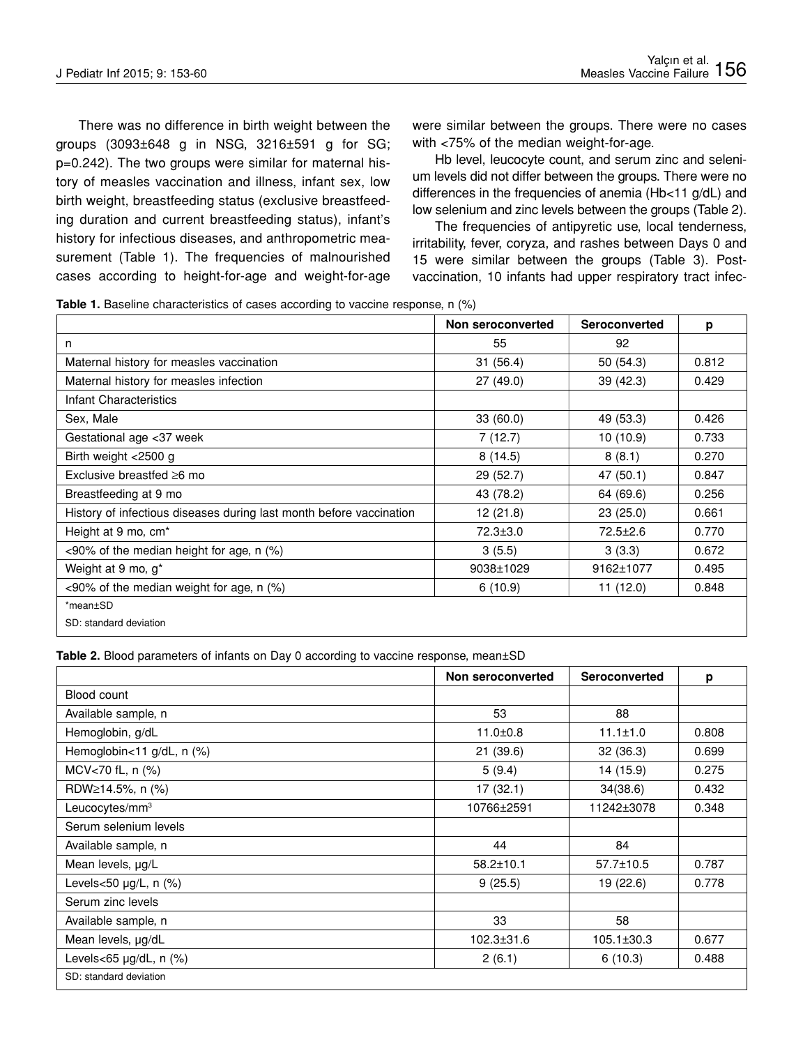There was no difference in birth weight between the groups (3093±648 g in NSG, 3216±591 g for SG; p=0.242). The two groups were similar for maternal history of measles vaccination and illness, infant sex, low birth weight, breastfeeding status (exclusive breastfeeding duration and current breastfeeding status), infant's history for infectious diseases, and anthropometric measurement (Table 1). The frequencies of malnourished cases according to height-for-age and weight-for-age were similar between the groups. There were no cases with <75% of the median weight-for-age.

Hb level, leucocyte count, and serum zinc and selenium levels did not differ between the groups. There were no differences in the frequencies of anemia (Hb<11 g/dL) and low selenium and zinc levels between the groups (Table 2).

The frequencies of antipyretic use, local tenderness, irritability, fever, coryza, and rashes between Days 0 and 15 were similar between the groups (Table 3). Post-vaccination, 10 infants had upper respiratory tract infec-

**Table 1.** Baseline characteristics of cases according to vaccine response, n (%)

| | Non seroconverted | Seroconverted | p |
|---|---|---|---|
| n | 55 | 92 | |
| Maternal history for measles vaccination | 31 (56.4) | 50 (54.3) | 0.812 |
| Maternal history for measles infection | 27 (49.0) | 39 (42.3) | 0.429 |
| Infant Characteristics | | | |
| Sex, Male | 33 (60.0) | 49 (53.3) | 0.426 |
| Gestational age <37 week | 7 (12.7) | 10 (10.9) | 0.733 |
| Birth weight <2500 g | 8 (14.5) | 8 (8.1) | 0.270 |
| Exclusive breastfed ≥6 mo | 29 (52.7) | 47 (50.1) | 0.847 |
| Breastfeeding at 9 mo | 43 (78.2) | 64 (69.6) | 0.256 |
| History of infectious diseases during last month before vaccination | 12 (21.8) | 23 (25.0) | 0.661 |
| Height at 9 mo, cm* | 72.3±3.0 | 72.5±2.6 | 0.770 |
| <90% of the median height for age, n (%) | 3 (5.5) | 3 (3.3) | 0.672 |
| Weight at 9 mo, g* | 9038±1029 | 9162±1077 | 0.495 |
| <90% of the median weight for age, n (%) | 6 (10.9) | 11 (12.0) | 0.848 |

*mean±SD

SD: standard deviation

**Table 2.** Blood parameters of infants on Day 0 according to vaccine response, mean±SD

| | Non seroconverted | Seroconverted | p |
|---|---|---|---|
| Blood count | | | |
| Available sample, n | 53 | 88 | |
| Hemoglobin, g/dL | 11.0±0.8 | 11.1±1.0 | 0.808 |
| Hemoglobin<11 g/dL, n (%) | 21 (39.6) | 32 (36.3) | 0.699 |
| MCV<70 fL, n (%) | 5 (9.4) | 14 (15.9) | 0.275 |
| RDW≥14.5%, n (%) | 17 (32.1) | 34(38.6) | 0.432 |
| Leucocytes/mm$^3$ | 10766±2591 | 11242±3078 | 0.348 |
| Serum selenium levels | | | |
| Available sample, n | 44 | 84 | |
| Mean levels, µg/L | 58.2±10.1 | 57.7±10.5 | 0.787 |
| Levels<50 µg/L, n (%) | 9 (25.5) | 19 (22.6) | 0.778 |
| Serum zinc levels | | | |
| Available sample, n | 33 | 58 | |
| Mean levels, µg/dL | 102.3±31.6 | 105.1±30.3 | 0.677 |
| Levels<65 µg/dL, n (%) | 2 (6.1) | 6 (10.3) | 0.488 |

SD: standard deviation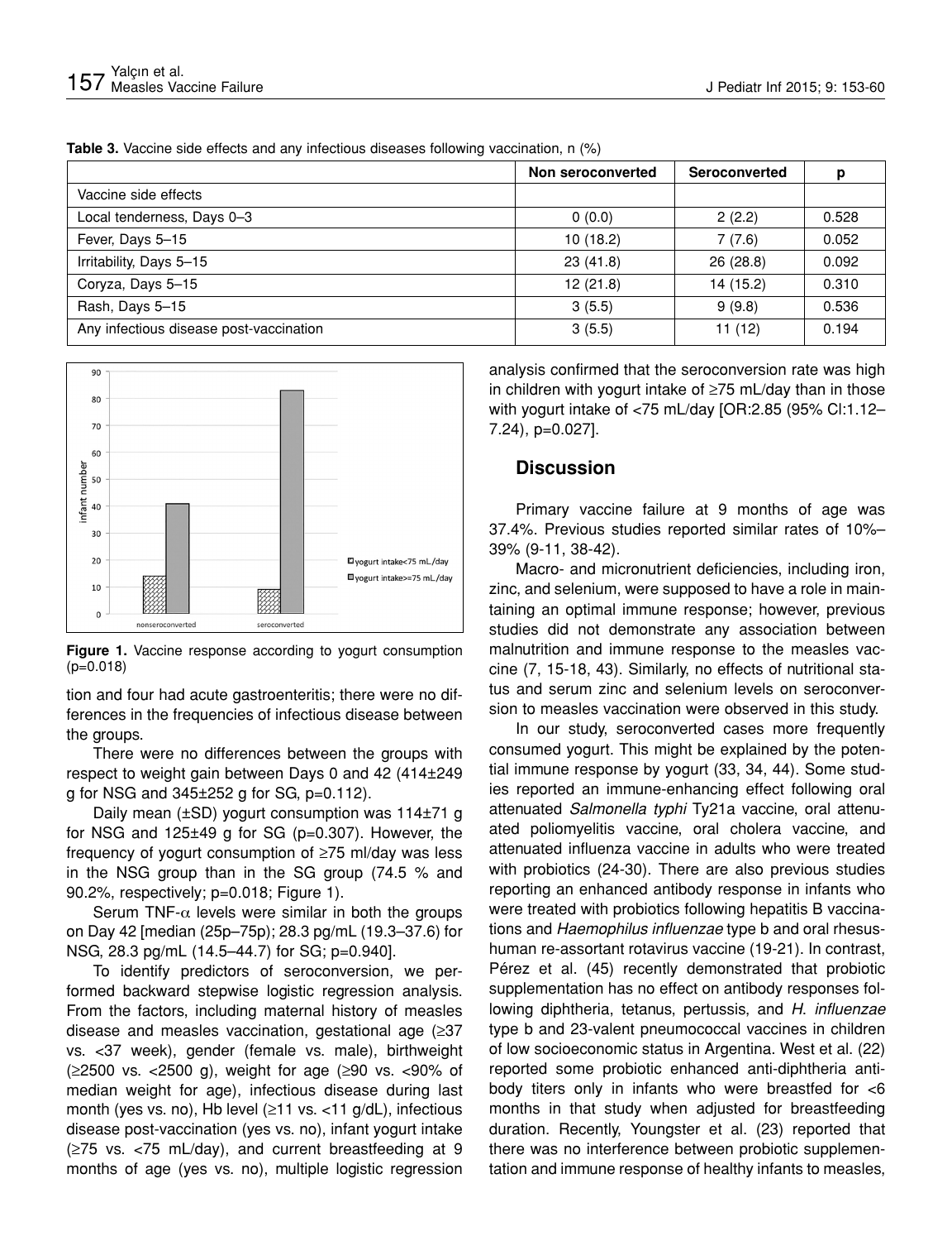**Table 3.** Vaccine side effects and any infectious diseases following vaccination, n (%)

| | Non seroconverted | Seroconverted | p |
|---|---|---|---|
| Vaccine side effects | | | |
| Local tenderness, Days 0–3 | 0 (0.0) | 2 (2.2) | 0.528 |
| Fever, Days 5–15 | 10 (18.2) | 7 (7.6) | 0.052 |
| Irritability, Days 5–15 | 23 (41.8) | 26 (28.8) | 0.092 |
| Coryza, Days 5–15 | 12 (21.8) | 14 (15.2) | 0.310 |
| Rash, Days 5–15 | 3 (5.5) | 9 (9.8) | 0.536 |
| Any infectious disease post-vaccination | 3 (5.5) | 11 (12) | 0.194 |

**Figure 1.** Vaccine response according to yogurt consumption (p=0.018)

tion and four had acute gastroenteritis; there were no differences in the frequencies of infectious disease between the groups.

There were no differences between the groups with respect to weight gain between Days 0 and 42 (414±249 g for NSG and 345±252 g for SG, p=0.112).

Daily mean (±SD) yogurt consumption was 114±71 g for NSG and 125±49 g for SG (p=0.307). However, the frequency of yogurt consumption of ≥75 ml/day was less in the NSG group than in the SG group (74.5 % and 90.2%, respectively; p=0.018; Figure 1).

Serum TNF-$\alpha$ levels were similar in both the groups on Day 42 [median (25p–75p); 28.3 pg/mL (19.3–37.6) for NSG, 28.3 pg/mL (14.5–44.7) for SG; p=0.940].

To identify predictors of seroconversion, we performed backward stepwise logistic regression analysis. From the factors, including maternal history of measles disease and measles vaccination, gestational age (≥37 vs. <37 week), gender (female vs. male), birthweight (≥2500 vs. <2500 g), weight for age (≥90 vs. <90% of median weight for age), infectious disease during last month (yes vs. no), Hb level (≥11 vs. <11 g/dL), infectious disease post-vaccination (yes vs. no), infant yogurt intake (≥75 vs. <75 mL/day), and current breastfeeding at 9 months of age (yes vs. no), multiple logistic regression analysis confirmed that the seroconversion rate was high in children with yogurt intake of ≥75 mL/day than in those with yogurt intake of <75 mL/day [OR:2.85 (95% CI:1.12–7.24), p=0.027].

## Discussion

Primary vaccine failure at 9 months of age was 37.4%. Previous studies reported similar rates of 10%–39% (9-11, 38-42).

Macro- and micronutrient deficiencies, including iron, zinc, and selenium, were supposed to have a role in maintaining an optimal immune response; however, previous studies did not demonstrate any association between malnutrition and immune response to the measles vaccine (7, 15-18, 43). Similarly, no effects of nutritional status and serum zinc and selenium levels on seroconversion to measles vaccination were observed in this study.

In our study, seroconverted cases more frequently consumed yogurt. This might be explained by the potential immune response by yogurt (33, 34, 44). Some studies reported an immune-enhancing effect following oral attenuated *Salmonella typhi* Ty21a vaccine, oral attenuated poliomyelitis vaccine, oral cholera vaccine, and attenuated influenza vaccine in adults who were treated with probiotics (24-30). There are also previous studies reporting an enhanced antibody response in infants who were treated with probiotics following hepatitis B vaccinations and *Haemophilus influenzae* type b and oral rhesus-human re-assortant rotavirus vaccine (19-21). In contrast, Pérez et al. (45) recently demonstrated that probiotic supplementation has no effect on antibody responses following diphtheria, tetanus, pertussis, and *H. influenzae* type b and 23-valent pneumococcal vaccines in children of low socioeconomic status in Argentina. West et al. (22) reported some probiotic enhanced anti-diphtheria antibody titers only in infants who were breastfed for <6 months in that study when adjusted for breastfeeding duration. Recently, Youngster et al. (23) reported that there was no interference between probiotic supplementation and immune response of healthy infants to measles,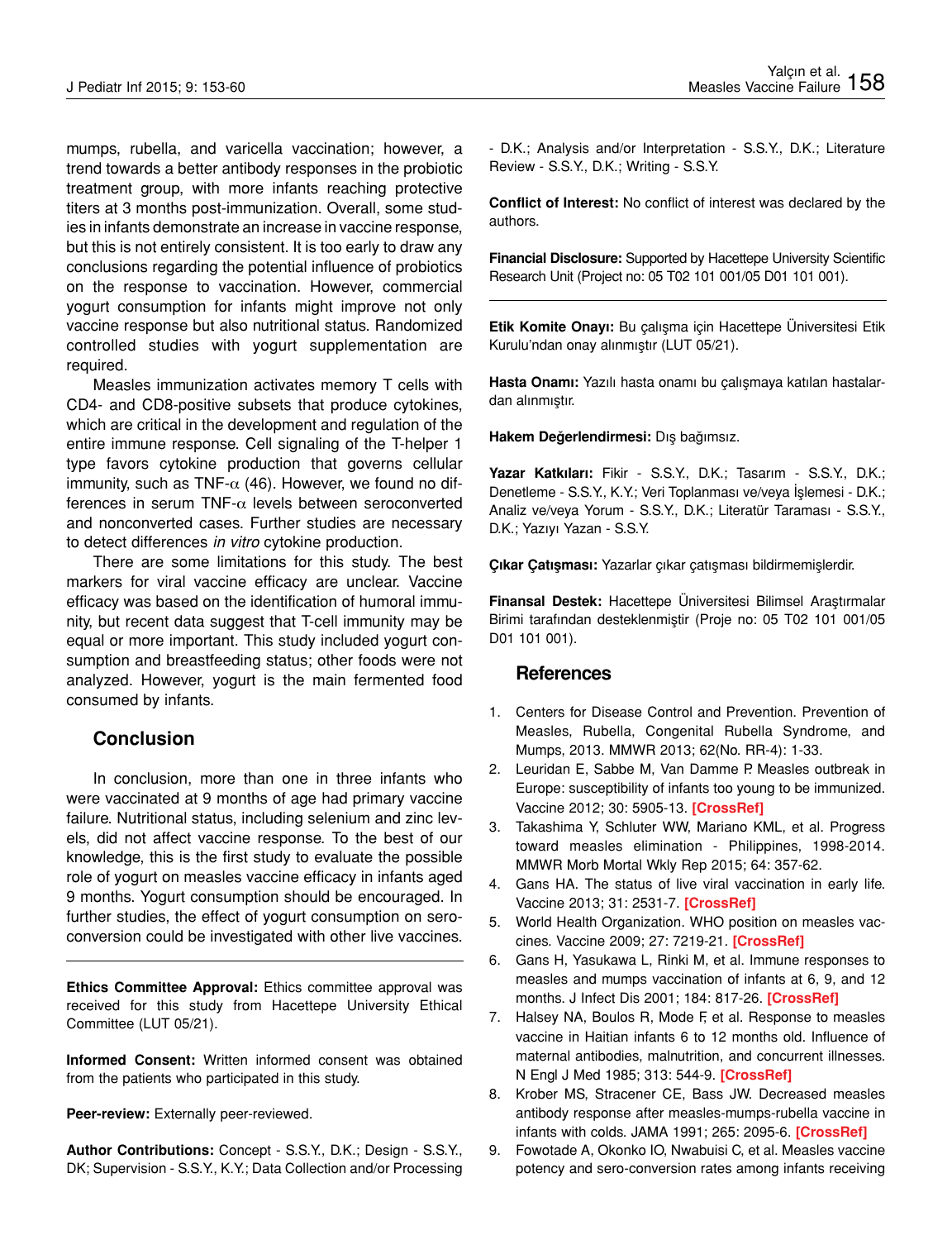mumps, rubella, and varicella vaccination; however, a trend towards a better antibody responses in the probiotic treatment group, with more infants reaching protective titers at 3 months post-immunization. Overall, some studies in infants demonstrate an increase in vaccine response, but this is not entirely consistent. It is too early to draw any conclusions regarding the potential influence of probiotics on the response to vaccination. However, commercial yogurt consumption for infants might improve not only vaccine response but also nutritional status. Randomized controlled studies with yogurt supplementation are required.

Measles immunization activates memory T cells with CD4- and CD8-positive subsets that produce cytokines, which are critical in the development and regulation of the entire immune response. Cell signaling of the T-helper 1 type favors cytokine production that governs cellular immunity, such as TNF-$\alpha$ (46). However, we found no differences in serum TNF-$\alpha$ levels between seroconverted and nonconverted cases. Further studies are necessary to detect differences *in vitro* cytokine production.

There are some limitations for this study. The best markers for viral vaccine efficacy are unclear. Vaccine efficacy was based on the identification of humoral immunity, but recent data suggest that T-cell immunity may be equal or more important. This study included yogurt consumption and breastfeeding status; other foods were not analyzed. However, yogurt is the main fermented food consumed by infants.

## Conclusion

In conclusion, more than one in three infants who were vaccinated at 9 months of age had primary vaccine failure. Nutritional status, including selenium and zinc levels, did not affect vaccine response. To the best of our knowledge, this is the first study to evaluate the possible role of yogurt on measles vaccine efficacy in infants aged 9 months. Yogurt consumption should be encouraged. In further studies, the effect of yogurt consumption on seroconversion could be investigated with other live vaccines.

---

**Ethics Committee Approval:** Ethics committee approval was received for this study from Hacettepe University Ethical Committee (LUT 05/21).

**Informed Consent:** Written informed consent was obtained from the patients who participated in this study.

**Peer-review:** Externally peer-reviewed.

**Author Contributions:** Concept - S.S.Y., D.K.; Design - S.S.Y., DK; Supervision - S.S.Y., K.Y.; Data Collection and/or Processing - D.K.; Analysis and/or Interpretation - S.S.Y., D.K.; Literature Review - S.S.Y., D.K.; Writing - S.S.Y.

**Conflict of Interest:** No conflict of interest was declared by the authors.

**Financial Disclosure:** Supported by Hacettepe University Scientific Research Unit (Project no: 05 T02 101 001/05 D01 101 001).

---

**Etik Komite Onayı:** Bu çalışma için Hacettepe Üniversitesi Etik Kurulu'ndan onay alınmıştır (LUT 05/21).

**Hasta Onamı:** Yazılı hasta onamı bu çalışmaya katılan hastalardan alınmıştır.

**Hakem Değerlendirmesi:** Dış bağımsız.

**Yazar Katkıları:** Fikir - S.S.Y., D.K.; Tasarım - S.S.Y., D.K.; Denetleme - S.S.Y., K.Y.; Veri Toplanması ve/veya İşlemesi - D.K.; Analiz ve/veya Yorum - S.S.Y., D.K.; Literatür Taraması - S.S.Y., D.K.; Yazıyı Yazan - S.S.Y.

**Çıkar Çatışması:** Yazarlar çıkar çatışması bildirmemişlerdir.

**Finansal Destek:** Hacettepe Üniversitesi Bilimsel Araştırmalar Birimi tarafından desteklenmiştir (Proje no: 05 T02 101 001/05 D01 101 001).

## References

1. Centers for Disease Control and Prevention. Prevention of Measles, Rubella, Congenital Rubella Syndrome, and Mumps, 2013. MMWR 2013; 62(No. RR-4): 1-33.
2. Leuridan E, Sabbe M, Van Damme P. Measles outbreak in Europe: susceptibility of infants too young to be immunized. Vaccine 2012; 30: 5905-13. [CrossRef]
3. Takashima Y, Schluter WW, Mariano KML, et al. Progress toward measles elimination - Philippines, 1998-2014. MMWR Morb Mortal Wkly Rep 2015; 64: 357-62.
4. Gans HA. The status of live viral vaccination in early life. Vaccine 2013; 31: 2531-7. [CrossRef]
5. World Health Organization. WHO position on measles vaccines. Vaccine 2009; 27: 7219-21. [CrossRef]
6. Gans H, Yasukawa L, Rinki M, et al. Immune responses to measles and mumps vaccination of infants at 6, 9, and 12 months. J Infect Dis 2001; 184: 817-26. [CrossRef]
7. Halsey NA, Boulos R, Mode F, et al. Response to measles vaccine in Haitian infants 6 to 12 months old. Influence of maternal antibodies, malnutrition, and concurrent illnesses. N Engl J Med 1985; 313: 544-9. [CrossRef]
8. Krober MS, Stracener CE, Bass JW. Decreased measles antibody response after measles-mumps-rubella vaccine in infants with colds. JAMA 1991; 265: 2095-6. [CrossRef]
9. Fowotade A, Okonko IO, Nwabuisi C, et al. Measles vaccine potency and sero-conversion rates among infants receiving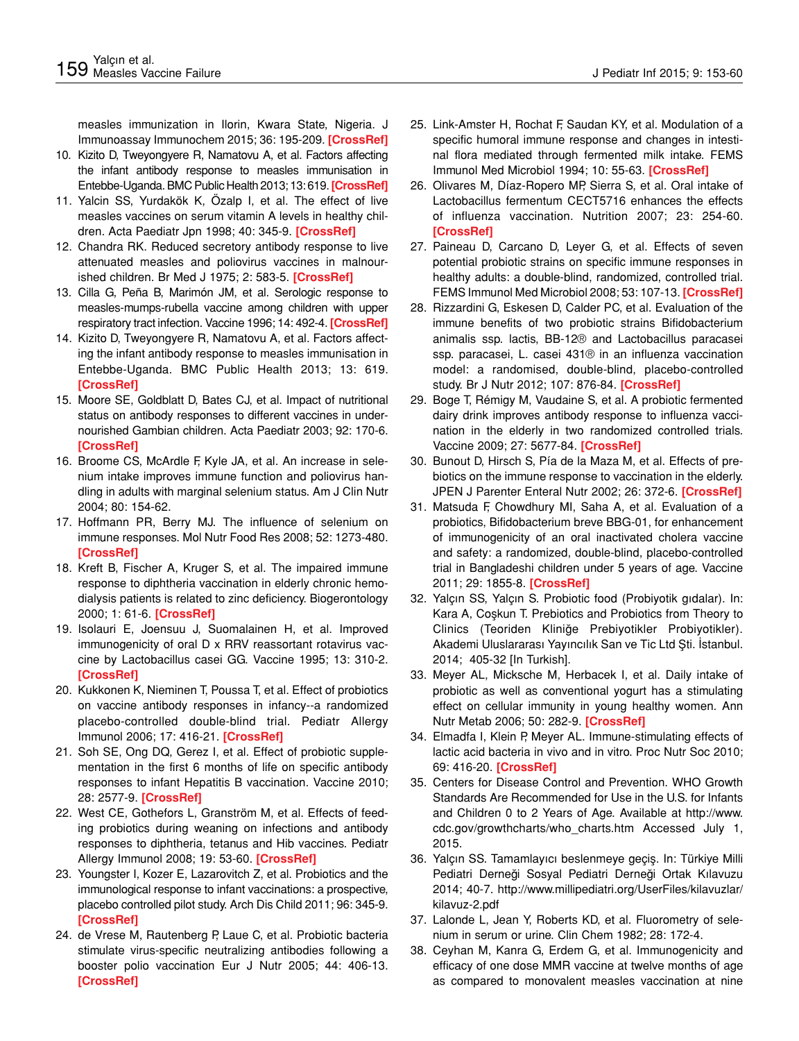measles immunization in Ilorin, Kwara State, Nigeria. J Immunoassay Immunochem 2015; 36: 195-209. [CrossRef]

10. Kizito D, Tweyongyere R, Namatovu A, et al. Factors affecting the infant antibody response to measles immunisation in Entebbe-Uganda. BMC Public Health 2013; 13: 619. [CrossRef]
11. Yalcin SS, Yurdakök K, Özalp I, et al. The effect of live measles vaccines on serum vitamin A levels in healthy children. Acta Paediatr Jpn 1998; 40: 345-9. [CrossRef]
12. Chandra RK. Reduced secretory antibody response to live attenuated measles and poliovirus vaccines in malnourished children. Br Med J 1975; 2: 583-5. [CrossRef]
13. Cilla G, Peña B, Marimón JM, et al. Serologic response to measles-mumps-rubella vaccine among children with upper respiratory tract infection. Vaccine 1996; 14: 492-4. [CrossRef]
14. Kizito D, Tweyongyere R, Namatovu A, et al. Factors affecting the infant antibody response to measles immunisation in Entebbe-Uganda. BMC Public Health 2013; 13: 619. [CrossRef]
15. Moore SE, Goldblatt D, Bates CJ, et al. Impact of nutritional status on antibody responses to different vaccines in undernourished Gambian children. Acta Paediatr 2003; 92: 170-6. [CrossRef]
16. Broome CS, McArdle F, Kyle JA, et al. An increase in selenium intake improves immune function and poliovirus handling in adults with marginal selenium status. Am J Clin Nutr 2004; 80: 154-62.
17. Hoffmann PR, Berry MJ. The influence of selenium on immune responses. Mol Nutr Food Res 2008; 52: 1273-480. [CrossRef]
18. Kreft B, Fischer A, Kruger S, et al. The impaired immune response to diphtheria vaccination in elderly chronic hemodialysis patients is related to zinc deficiency. Biogerontology 2000; 1: 61-6. [CrossRef]
19. Isolauri E, Joensuu J, Suomalainen H, et al. Improved immunogenicity of oral D x RRV reassortant rotavirus vaccine by Lactobacillus casei GG. Vaccine 1995; 13: 310-2. [CrossRef]
20. Kukkonen K, Nieminen T, Poussa T, et al. Effect of probiotics on vaccine antibody responses in infancy--a randomized placebo-controlled double-blind trial. Pediatr Allergy Immunol 2006; 17: 416-21. [CrossRef]
21. Soh SE, Ong DQ, Gerez I, et al. Effect of probiotic supplementation in the first 6 months of life on specific antibody responses to infant Hepatitis B vaccination. Vaccine 2010; 28: 2577-9. [CrossRef]
22. West CE, Gothefors L, Granström M, et al. Effects of feeding probiotics during weaning on infections and antibody responses to diphtheria, tetanus and Hib vaccines. Pediatr Allergy Immunol 2008; 19: 53-60. [CrossRef]
23. Youngster I, Kozer E, Lazarovitch Z, et al. Probiotics and the immunological response to infant vaccinations: a prospective, placebo controlled pilot study. Arch Dis Child 2011; 96: 345-9. [CrossRef]
24. de Vrese M, Rautenberg P, Laue C, et al. Probiotic bacteria stimulate virus-specific neutralizing antibodies following a booster polio vaccination Eur J Nutr 2005; 44: 406-13. [CrossRef]
25. Link-Amster H, Rochat F, Saudan KY, et al. Modulation of a specific humoral immune response and changes in intestinal flora mediated through fermented milk intake. FEMS Immunol Med Microbiol 1994; 10: 55-63. [CrossRef]
26. Olivares M, Díaz-Ropero MP, Sierra S, et al. Oral intake of Lactobacillus fermentum CECT5716 enhances the effects of influenza vaccination. Nutrition 2007; 23: 254-60. [CrossRef]
27. Paineau D, Carcano D, Leyer G, et al. Effects of seven potential probiotic strains on specific immune responses in healthy adults: a double-blind, randomized, controlled trial. FEMS Immunol Med Microbiol 2008; 53: 107-13. [CrossRef]
28. Rizzardini G, Eskesen D, Calder PC, et al. Evaluation of the immune benefits of two probiotic strains Bifidobacterium animalis ssp. lactis, BB-12® and Lactobacillus paracasei ssp. paracasei, L. casei 431® in an influenza vaccination model: a randomised, double-blind, placebo-controlled study. Br J Nutr 2012; 107: 876-84. [CrossRef]
29. Boge T, Rémigy M, Vaudaine S, et al. A probiotic fermented dairy drink improves antibody response to influenza vaccination in the elderly in two randomized controlled trials. Vaccine 2009; 27: 5677-84. [CrossRef]
30. Bunout D, Hirsch S, Pía de la Maza M, et al. Effects of prebiotics on the immune response to vaccination in the elderly. JPEN J Parenter Enteral Nutr 2002; 26: 372-6. [CrossRef]
31. Matsuda F, Chowdhury MI, Saha A, et al. Evaluation of a probiotics, Bifidobacterium breve BBG-01, for enhancement of immunogenicity of an oral inactivated cholera vaccine and safety: a randomized, double-blind, placebo-controlled trial in Bangladeshi children under 5 years of age. Vaccine 2011; 29: 1855-8. [CrossRef]
32. Yalçın SS, Yalçın S. Probiotic food (Probiyotik gıdalar). In: Kara A, Coşkun T. Prebiotics and Probiotics from Theory to Clinics (Teoriden Kliniğe Prebiyotikler Probiyotikler). Akademi Uluslararası Yayıncılık San ve Tic Ltd Şti. İstanbul. 2014; 405-32 [In Turkish].
33. Meyer AL, Micksche M, Herbacek I, et al. Daily intake of probiotic as well as conventional yogurt has a stimulating effect on cellular immunity in young healthy women. Ann Nutr Metab 2006; 50: 282-9. [CrossRef]
34. Elmadfa I, Klein P, Meyer AL. Immune-stimulating effects of lactic acid bacteria in vivo and in vitro. Proc Nutr Soc 2010; 69: 416-20. [CrossRef]
35. Centers for Disease Control and Prevention. WHO Growth Standards Are Recommended for Use in the U.S. for Infants and Children 0 to 2 Years of Age. Available at http://www.cdc.gov/growthcharts/who_charts.htm Accessed July 1, 2015.
36. Yalçın SS. Tamamlayıcı beslenmeye geçiş. In: Türkiye Milli Pediatri Derneği Sosyal Pediatri Derneği Ortak Kılavuzu 2014; 40-7. http://www.millipediatri.org/UserFiles/kilavuzlar/kilavuz-2.pdf
37. Lalonde L, Jean Y, Roberts KD, et al. Fluorometry of selenium in serum or urine. Clin Chem 1982; 28: 172-4.
38. Ceyhan M, Kanra G, Erdem G, et al. Immunogenicity and efficacy of one dose MMR vaccine at twelve months of age as compared to monovalent measles vaccination at nine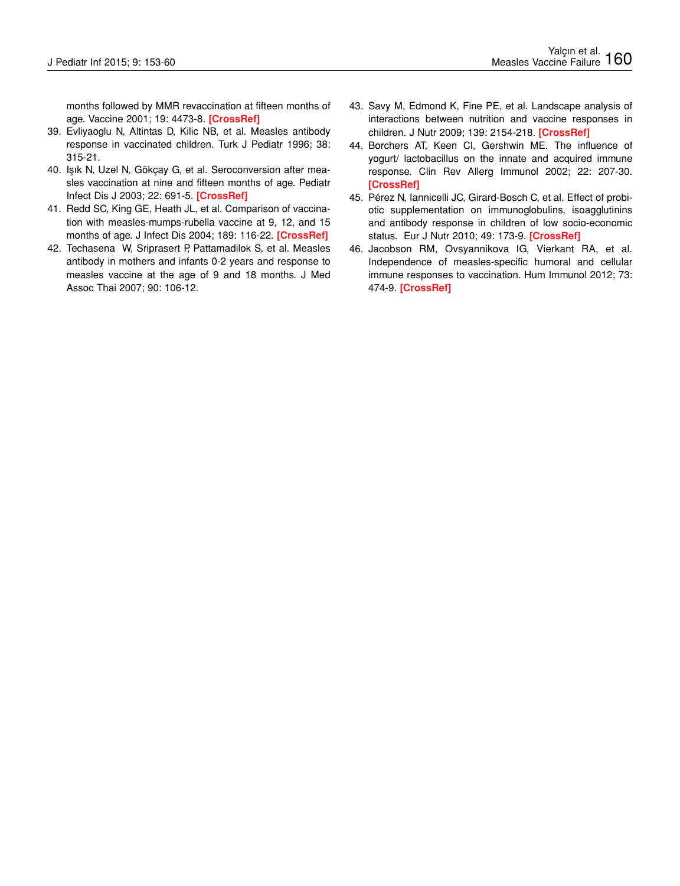months followed by MMR revaccination at fifteen months of age. Vaccine 2001; 19: 4473-8. [CrossRef]

39. Evliyaoglu N, Altintas D, Kilic NB, et al. Measles antibody response in vaccinated children. Turk J Pediatr 1996; 38: 315-21.
40. Işık N, Uzel N, Gökçay G, et al. Seroconversion after measles vaccination at nine and fifteen months of age. Pediatr Infect Dis J 2003; 22: 691-5. [CrossRef]
41. Redd SC, King GE, Heath JL, et al. Comparison of vaccination with measles-mumps-rubella vaccine at 9, 12, and 15 months of age. J Infect Dis 2004; 189: 116-22. [CrossRef]
42. Techasena W, Sriprasert P, Pattamadilok S, et al. Measles antibody in mothers and infants 0-2 years and response to measles vaccine at the age of 9 and 18 months. J Med Assoc Thai 2007; 90: 106-12.
43. Savy M, Edmond K, Fine PE, et al. Landscape analysis of interactions between nutrition and vaccine responses in children. J Nutr 2009; 139: 2154-218. [CrossRef]
44. Borchers AT, Keen CI, Gershwin ME. The influence of yogurt/ lactobacillus on the innate and acquired immune response. Clin Rev Allerg Immunol 2002; 22: 207-30. [CrossRef]
45. Pérez N, Iannicelli JC, Girard-Bosch C, et al. Effect of probiotic supplementation on immunoglobulins, isoagglutinins and antibody response in children of low socio-economic status. Eur J Nutr 2010; 49: 173-9. [CrossRef]
46. Jacobson RM, Ovsyannikova IG, Vierkant RA, et al. Independence of measles-specific humoral and cellular immune responses to vaccination. Hum Immunol 2012; 73: 474-9. [CrossRef]